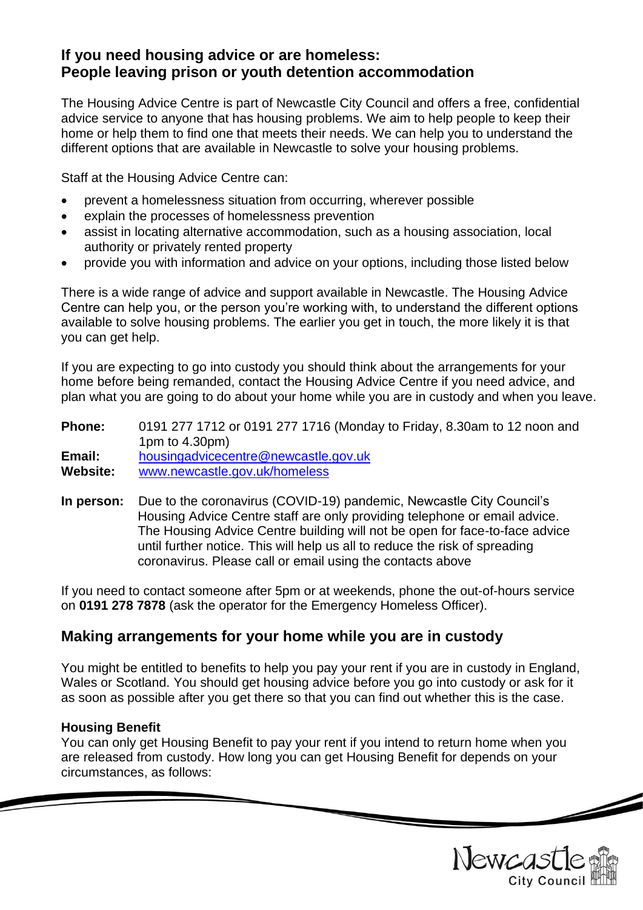## If you need housing advice or are homeless:
## People leaving prison or youth detention accommodation

The Housing Advice Centre is part of Newcastle City Council and offers a free, confidential advice service to anyone that has housing problems. We aim to help people to keep their home or help them to find one that meets their needs. We can help you to understand the different options that are available in Newcastle to solve your housing problems.

Staff at the Housing Advice Centre can:

- prevent a homelessness situation from occurring, wherever possible
- explain the processes of homelessness prevention
- assist in locating alternative accommodation, such as a housing association, local authority or privately rented property
- provide you with information and advice on your options, including those listed below

There is a wide range of advice and support available in Newcastle. The Housing Advice Centre can help you, or the person you're working with, to understand the different options available to solve housing problems. The earlier you get in touch, the more likely it is that you can get help.

If you are expecting to go into custody you should think about the arrangements for your home before being remanded, contact the Housing Advice Centre if you need advice, and plan what you are going to do about your home while you are in custody and when you leave.

**Phone:** 0191 277 1712 or 0191 277 1716 (Monday to Friday, 8.30am to 12 noon and 1pm to 4.30pm)
**Email:** housingadvicecentre@newcastle.gov.uk
**Website:** www.newcastle.gov.uk/homeless

**In person:** Due to the coronavirus (COVID-19) pandemic, Newcastle City Council's Housing Advice Centre staff are only providing telephone or email advice. The Housing Advice Centre building will not be open for face-to-face advice until further notice. This will help us all to reduce the risk of spreading coronavirus. Please call or email using the contacts above

If you need to contact someone after 5pm or at weekends, phone the out-of-hours service on **0191 278 7878** (ask the operator for the Emergency Homeless Officer).

## Making arrangements for your home while you are in custody

You might be entitled to benefits to help you pay your rent if you are in custody in England, Wales or Scotland. You should get housing advice before you go into custody or ask for it as soon as possible after you get there so that you can find out whether this is the case.

**Housing Benefit**
You can only get Housing Benefit to pay your rent if you intend to return home when you are released from custody. How long you can get Housing Benefit for depends on your circumstances, as follows: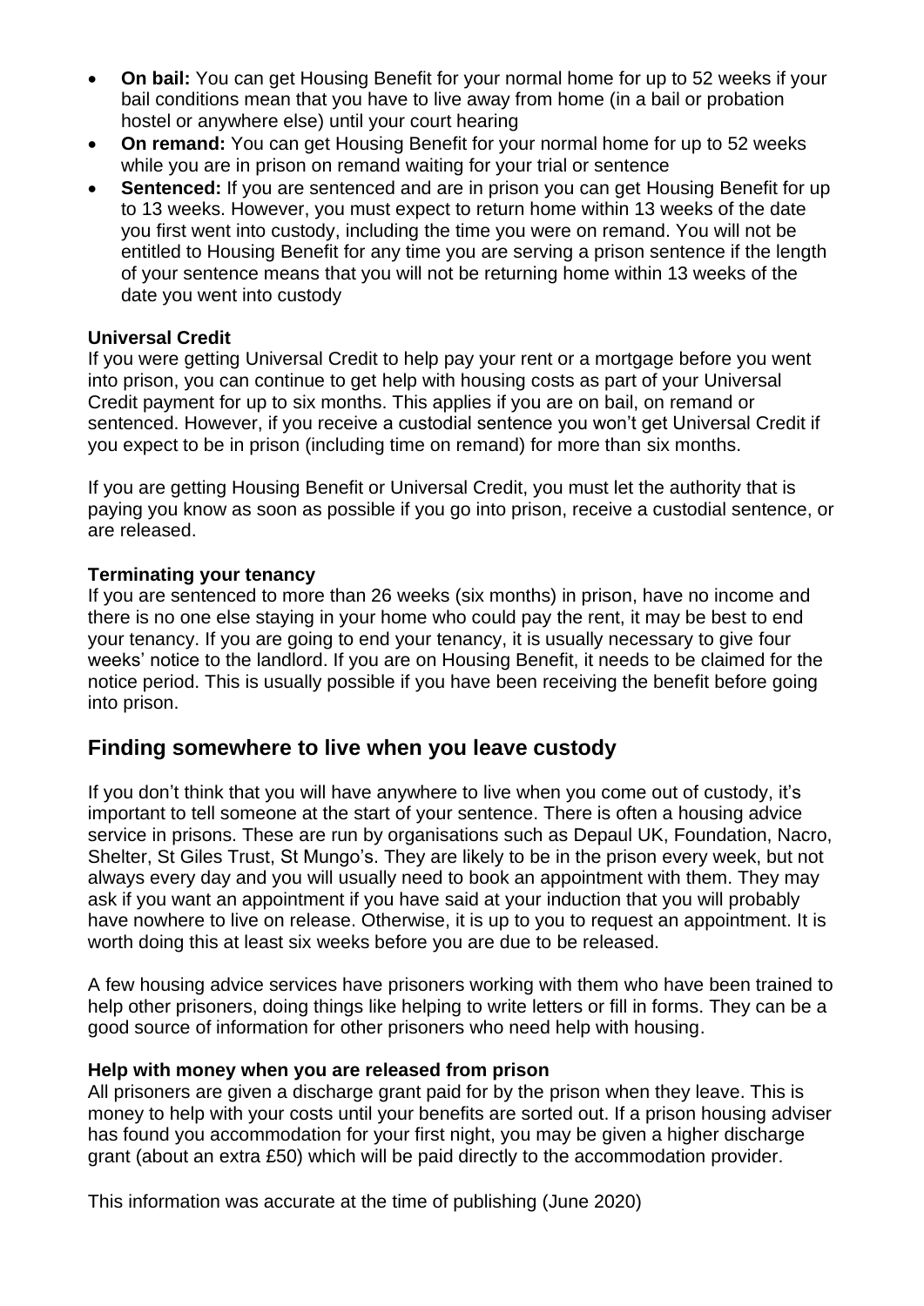- **On bail:** You can get Housing Benefit for your normal home for up to 52 weeks if your bail conditions mean that you have to live away from home (in a bail or probation hostel or anywhere else) until your court hearing
- **On remand:** You can get Housing Benefit for your normal home for up to 52 weeks while you are in prison on remand waiting for your trial or sentence
- **Sentenced:** If you are sentenced and are in prison you can get Housing Benefit for up to 13 weeks. However, you must expect to return home within 13 weeks of the date you first went into custody, including the time you were on remand. You will not be entitled to Housing Benefit for any time you are serving a prison sentence if the length of your sentence means that you will not be returning home within 13 weeks of the date you went into custody

**Universal Credit**

If you were getting Universal Credit to help pay your rent or a mortgage before you went into prison, you can continue to get help with housing costs as part of your Universal Credit payment for up to six months. This applies if you are on bail, on remand or sentenced. However, if you receive a custodial sentence you won't get Universal Credit if you expect to be in prison (including time on remand) for more than six months.

If you are getting Housing Benefit or Universal Credit, you must let the authority that is paying you know as soon as possible if you go into prison, receive a custodial sentence, or are released.

**Terminating your tenancy**

If you are sentenced to more than 26 weeks (six months) in prison, have no income and there is no one else staying in your home who could pay the rent, it may be best to end your tenancy. If you are going to end your tenancy, it is usually necessary to give four weeks' notice to the landlord. If you are on Housing Benefit, it needs to be claimed for the notice period. This is usually possible if you have been receiving the benefit before going into prison.

## Finding somewhere to live when you leave custody

If you don't think that you will have anywhere to live when you come out of custody, it's important to tell someone at the start of your sentence. There is often a housing advice service in prisons. These are run by organisations such as Depaul UK, Foundation, Nacro, Shelter, St Giles Trust, St Mungo's. They are likely to be in the prison every week, but not always every day and you will usually need to book an appointment with them. They may ask if you want an appointment if you have said at your induction that you will probably have nowhere to live on release. Otherwise, it is up to you to request an appointment. It is worth doing this at least six weeks before you are due to be released.

A few housing advice services have prisoners working with them who have been trained to help other prisoners, doing things like helping to write letters or fill in forms. They can be a good source of information for other prisoners who need help with housing.

**Help with money when you are released from prison**

All prisoners are given a discharge grant paid for by the prison when they leave. This is money to help with your costs until your benefits are sorted out. If a prison housing adviser has found you accommodation for your first night, you may be given a higher discharge grant (about an extra £50) which will be paid directly to the accommodation provider.

This information was accurate at the time of publishing (June 2020)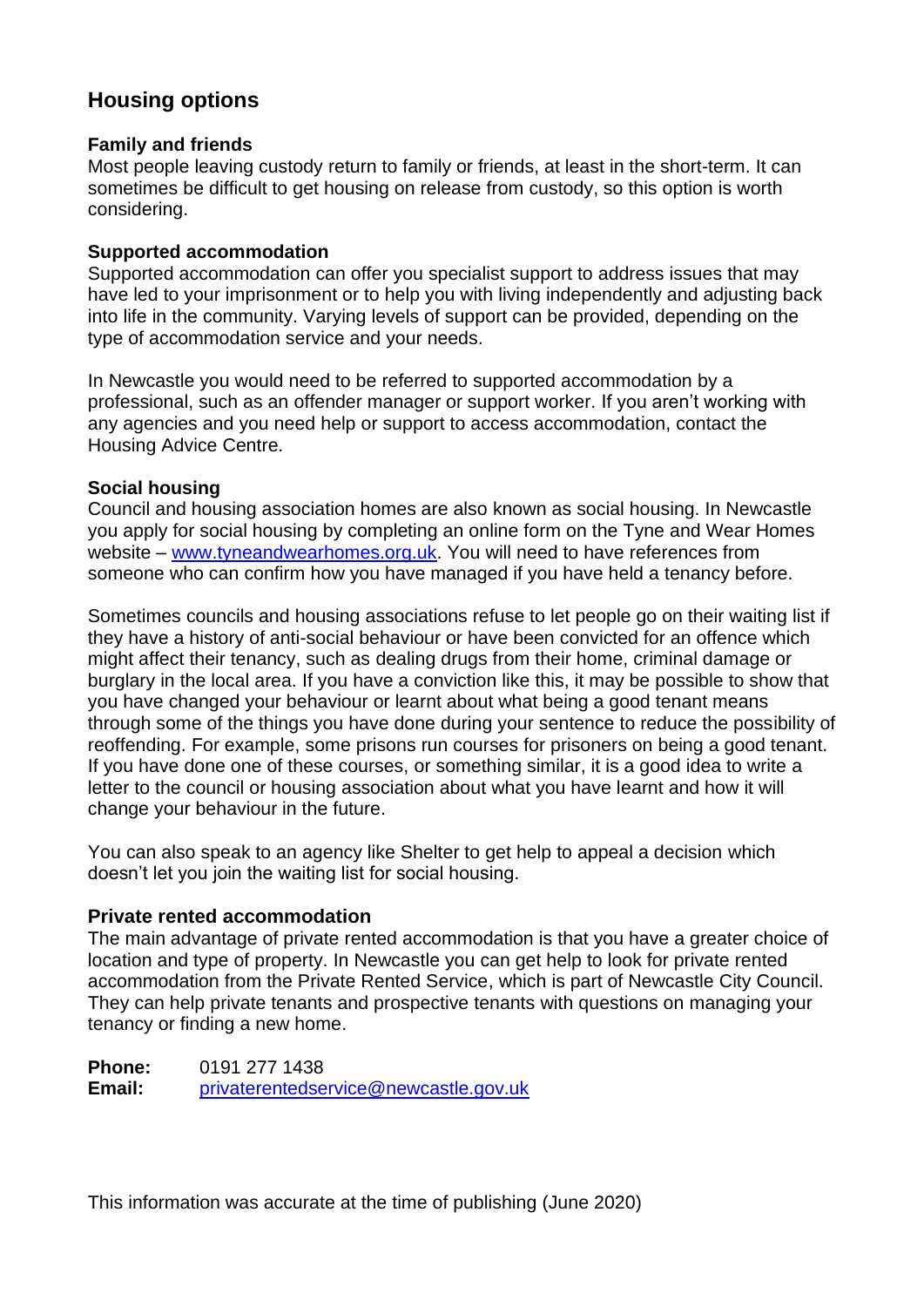## Housing options

### Family and friends

Most people leaving custody return to family or friends, at least in the short-term. It can sometimes be difficult to get housing on release from custody, so this option is worth considering.

### Supported accommodation

Supported accommodation can offer you specialist support to address issues that may have led to your imprisonment or to help you with living independently and adjusting back into life in the community. Varying levels of support can be provided, depending on the type of accommodation service and your needs.

In Newcastle you would need to be referred to supported accommodation by a professional, such as an offender manager or support worker. If you aren't working with any agencies and you need help or support to access accommodation, contact the Housing Advice Centre.

### Social housing

Council and housing association homes are also known as social housing. In Newcastle you apply for social housing by completing an online form on the Tyne and Wear Homes website – [www.tyneandwearhomes.org.uk](http://www.tyneandwearhomes.org.uk). You will need to have references from someone who can confirm how you have managed if you have held a tenancy before.

Sometimes councils and housing associations refuse to let people go on their waiting list if they have a history of anti-social behaviour or have been convicted for an offence which might affect their tenancy, such as dealing drugs from their home, criminal damage or burglary in the local area. If you have a conviction like this, it may be possible to show that you have changed your behaviour or learnt about what being a good tenant means through some of the things you have done during your sentence to reduce the possibility of reoffending. For example, some prisons run courses for prisoners on being a good tenant. If you have done one of these courses, or something similar, it is a good idea to write a letter to the council or housing association about what you have learnt and how it will change your behaviour in the future.

You can also speak to an agency like Shelter to get help to appeal a decision which doesn't let you join the waiting list for social housing.

### Private rented accommodation

The main advantage of private rented accommodation is that you have a greater choice of location and type of property. In Newcastle you can get help to look for private rented accommodation from the Private Rented Service, which is part of Newcastle City Council. They can help private tenants and prospective tenants with questions on managing your tenancy or finding a new home.

**Phone:** 0191 277 1438
**Email:** [privaterentedservice@newcastle.gov.uk](mailto:privaterentedservice@newcastle.gov.uk)

This information was accurate at the time of publishing (June 2020)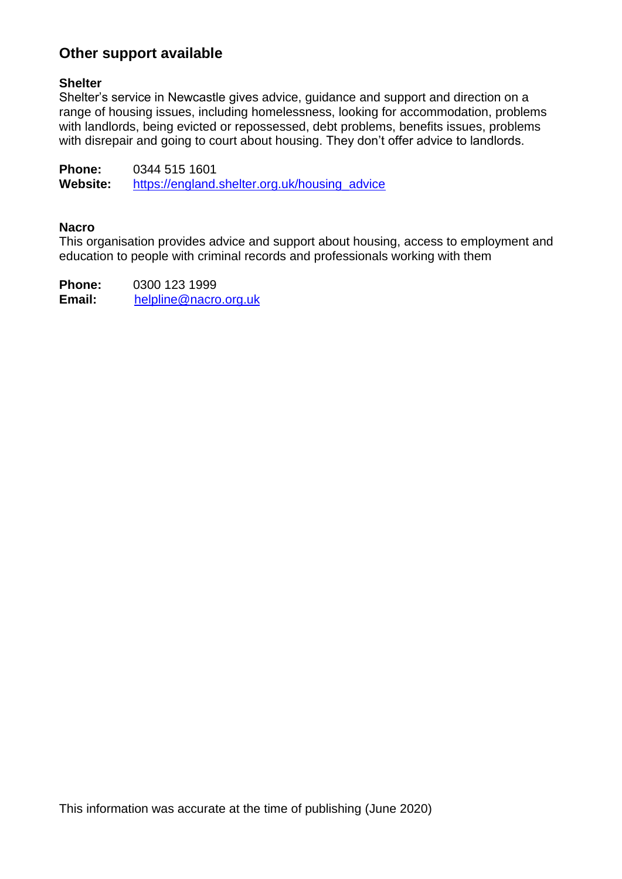## Other support available

### Shelter

Shelter's service in Newcastle gives advice, guidance and support and direction on a range of housing issues, including homelessness, looking for accommodation, problems with landlords, being evicted or repossessed, debt problems, benefits issues, problems with disrepair and going to court about housing. They don't offer advice to landlords.

**Phone:** 0344 515 1601
**Website:** https://england.shelter.org.uk/housing_advice

### Nacro

This organisation provides advice and support about housing, access to employment and education to people with criminal records and professionals working with them

**Phone:** 0300 123 1999
**Email:** helpline@nacro.org.uk

This information was accurate at the time of publishing (June 2020)